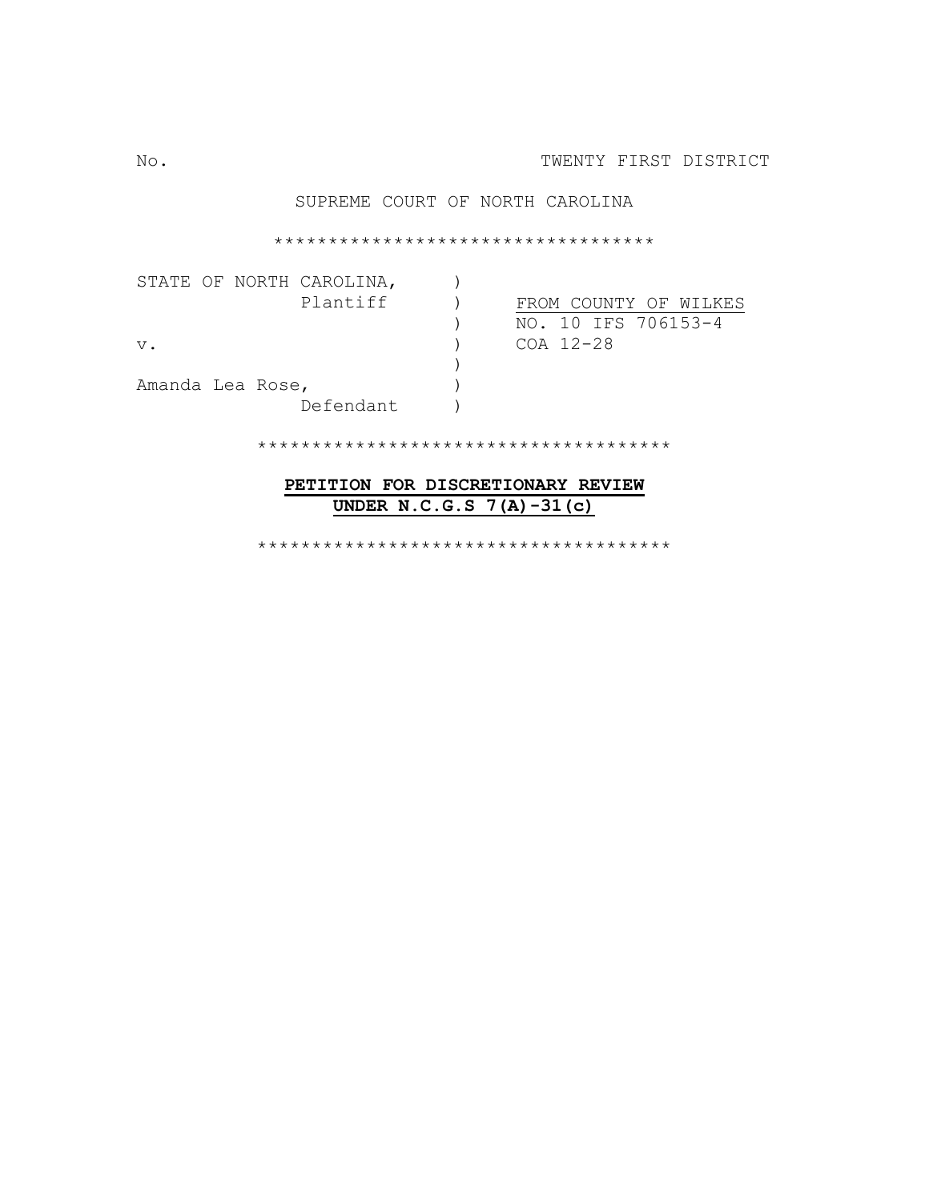No. TWENTY FIRST DISTRICT

SUPREME COURT OF NORTH CAROLINA

\*\*\*\*\*\*\*\*\*\*\*\*\*\*\*\*\*\*\*\*\*\*\*\*\*\*\*\*\*\*\*\*\*\*\*

| | | |
|---|---|---|
| STATE OF NORTH CAROLINA, | ) | |
| Plantiff | ) | <u>FROM COUNTY OF WILKES</u> |
| | ) | NO. 10 IFS 706153-4 |
| v. | ) | COA 12-28 |
| | ) | |
| Amanda Lea Rose, | ) | |
| Defendant | ) | |

\*\*\*\*\*\*\*\*\*\*\*\*\*\*\*\*\*\*\*\*\*\*\*\*\*\*\*\*\*\*\*\*\*\*\*\*\*\*

**PETITION FOR DISCRETIONARY REVIEW**
**UNDER N.C.G.S 7(A)-31(c)**

\*\*\*\*\*\*\*\*\*\*\*\*\*\*\*\*\*\*\*\*\*\*\*\*\*\*\*\*\*\*\*\*\*\*\*\*\*\*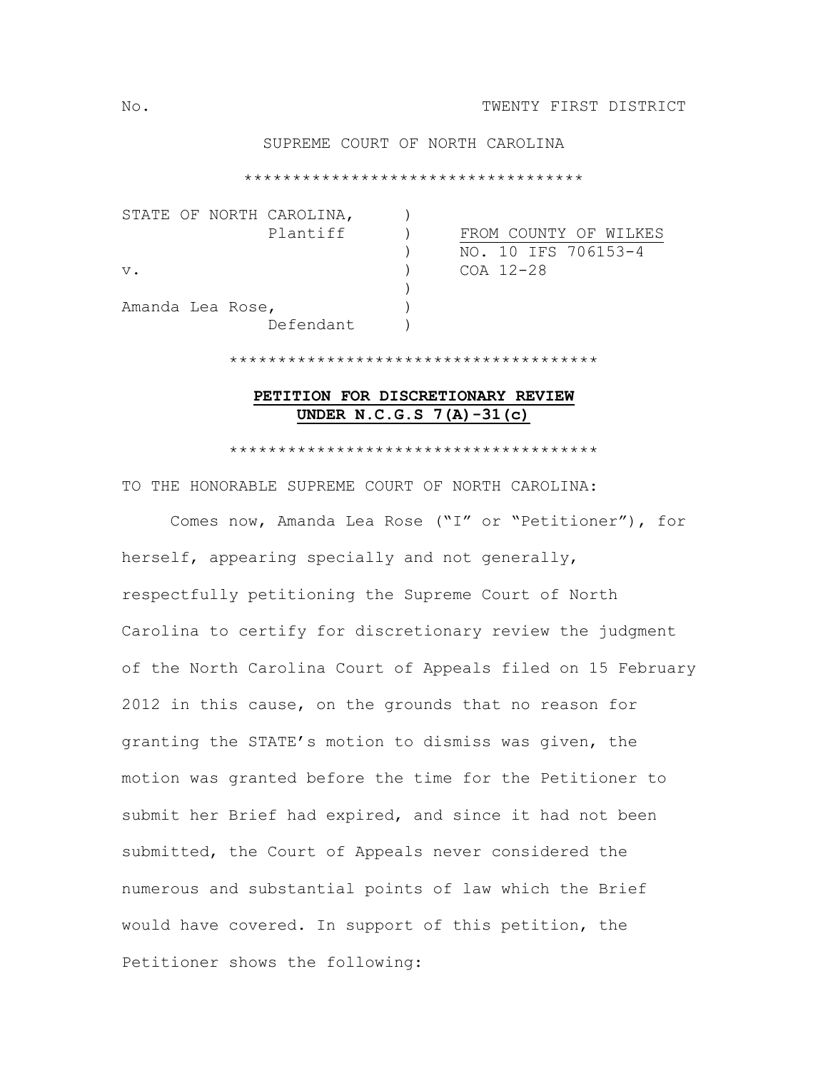No. TWENTY FIRST DISTRICT

SUPREME COURT OF NORTH CAROLINA

*********************************

| STATE OF NORTH CAROLINA, Plantiff | ) | FROM COUNTY OF WILKES |
|---|---|---|
| | ) | NO. 10 IFS 706153-4 |
| v. | ) | COA 12-28 |
| | ) | |
| Amanda Lea Rose, Defendant | ) | |

*************************************

**PETITION FOR DISCRETIONARY REVIEW**
**UNDER N.C.G.S 7(A)-31(c)**

*************************************

TO THE HONORABLE SUPREME COURT OF NORTH CAROLINA:

Comes now, Amanda Lea Rose ("I" or "Petitioner"), for herself, appearing specially and not generally, respectfully petitioning the Supreme Court of North Carolina to certify for discretionary review the judgment of the North Carolina Court of Appeals filed on 15 February 2012 in this cause, on the grounds that no reason for granting the STATE's motion to dismiss was given, the motion was granted before the time for the Petitioner to submit her Brief had expired, and since it had not been submitted, the Court of Appeals never considered the numerous and substantial points of law which the Brief would have covered. In support of this petition, the Petitioner shows the following: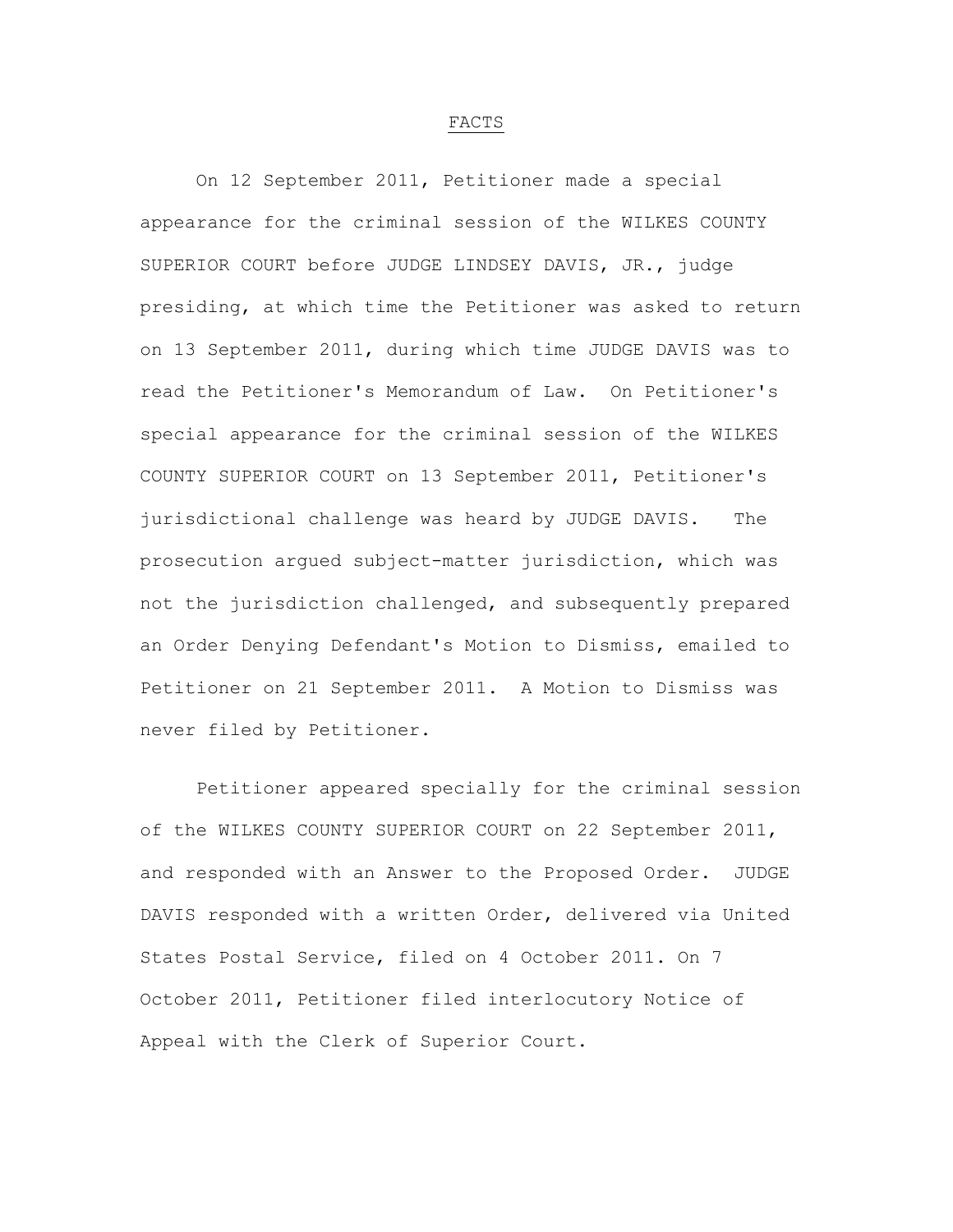## FACTS

On 12 September 2011, Petitioner made a special appearance for the criminal session of the WILKES COUNTY SUPERIOR COURT before JUDGE LINDSEY DAVIS, JR., judge presiding, at which time the Petitioner was asked to return on 13 September 2011, during which time JUDGE DAVIS was to read the Petitioner's Memorandum of Law. On Petitioner's special appearance for the criminal session of the WILKES COUNTY SUPERIOR COURT on 13 September 2011, Petitioner's jurisdictional challenge was heard by JUDGE DAVIS. The prosecution argued subject-matter jurisdiction, which was not the jurisdiction challenged, and subsequently prepared an Order Denying Defendant's Motion to Dismiss, emailed to Petitioner on 21 September 2011. A Motion to Dismiss was never filed by Petitioner.

Petitioner appeared specially for the criminal session of the WILKES COUNTY SUPERIOR COURT on 22 September 2011, and responded with an Answer to the Proposed Order. JUDGE DAVIS responded with a written Order, delivered via United States Postal Service, filed on 4 October 2011. On 7 October 2011, Petitioner filed interlocutory Notice of Appeal with the Clerk of Superior Court.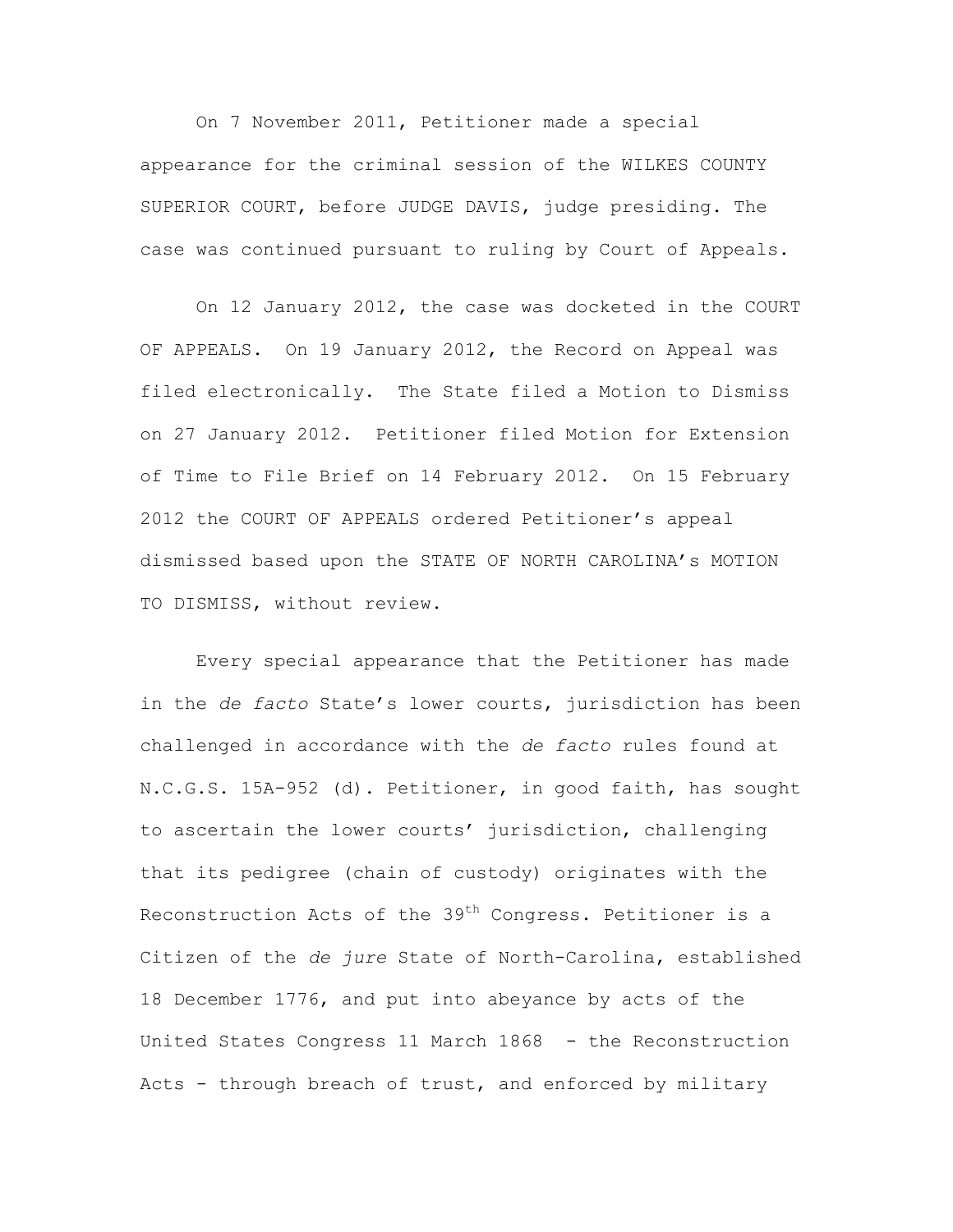On 7 November 2011, Petitioner made a special appearance for the criminal session of the WILKES COUNTY SUPERIOR COURT, before JUDGE DAVIS, judge presiding. The case was continued pursuant to ruling by Court of Appeals.

On 12 January 2012, the case was docketed in the COURT OF APPEALS. On 19 January 2012, the Record on Appeal was filed electronically. The State filed a Motion to Dismiss on 27 January 2012. Petitioner filed Motion for Extension of Time to File Brief on 14 February 2012. On 15 February 2012 the COURT OF APPEALS ordered Petitioner's appeal dismissed based upon the STATE OF NORTH CAROLINA's MOTION TO DISMISS, without review.

Every special appearance that the Petitioner has made in the *de facto* State's lower courts, jurisdiction has been challenged in accordance with the *de facto* rules found at N.C.G.S. 15A-952 (d). Petitioner, in good faith, has sought to ascertain the lower courts' jurisdiction, challenging that its pedigree (chain of custody) originates with the Reconstruction Acts of the 39th Congress. Petitioner is a Citizen of the *de jure* State of North-Carolina, established 18 December 1776, and put into abeyance by acts of the United States Congress 11 March 1868 - the Reconstruction Acts - through breach of trust, and enforced by military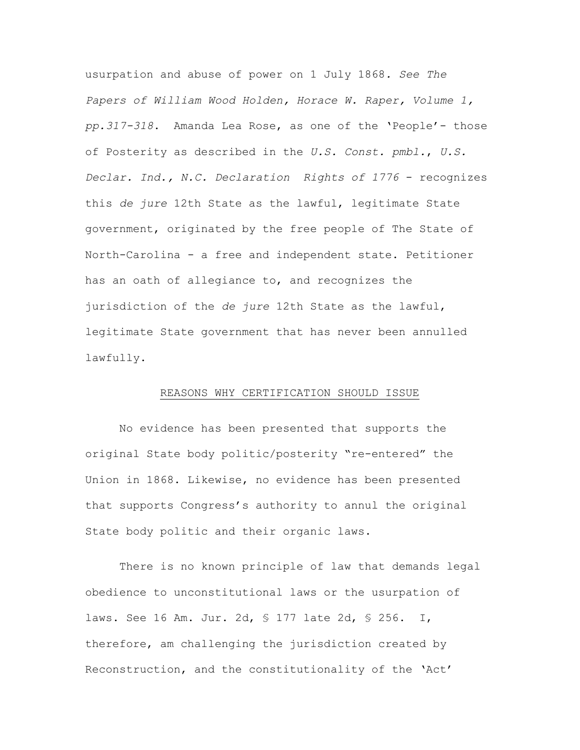usurpation and abuse of power on 1 July 1868. *See The Papers of William Wood Holden, Horace W. Raper, Volume 1, pp.317-318*. Amanda Lea Rose, as one of the 'People'- those of Posterity as described in the *U.S. Const. pmbl.*, *U.S. Declar. Ind., N.C. Declaration Rights of 1776* - recognizes this *de jure* 12th State as the lawful, legitimate State government, originated by the free people of The State of North-Carolina - a free and independent state. Petitioner has an oath of allegiance to, and recognizes the jurisdiction of the *de jure* 12th State as the lawful, legitimate State government that has never been annulled lawfully.

## REASONS WHY CERTIFICATION SHOULD ISSUE

No evidence has been presented that supports the original State body politic/posterity "re-entered" the Union in 1868. Likewise, no evidence has been presented that supports Congress's authority to annul the original State body politic and their organic laws.

There is no known principle of law that demands legal obedience to unconstitutional laws or the usurpation of laws. See 16 Am. Jur. 2d, § 177 late 2d, § 256. I, therefore, am challenging the jurisdiction created by Reconstruction, and the constitutionality of the 'Act'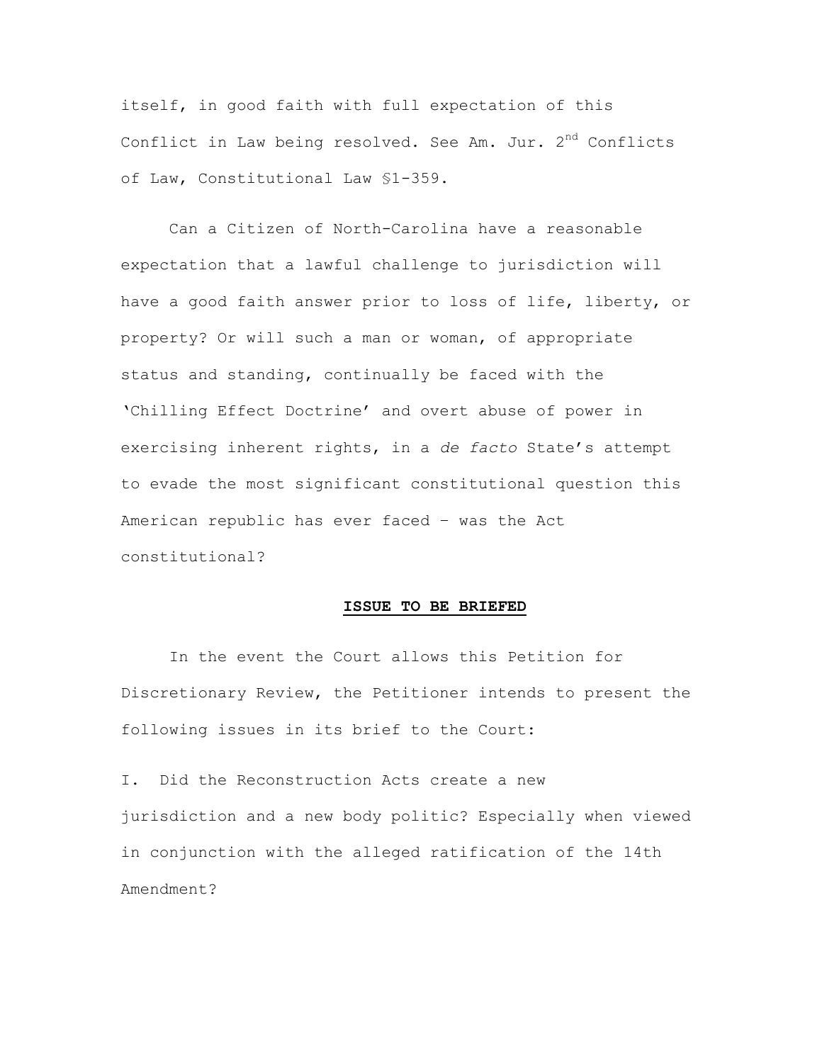itself, in good faith with full expectation of this Conflict in Law being resolved. See Am. Jur. 2nd Conflicts of Law, Constitutional Law §1-359.

Can a Citizen of North-Carolina have a reasonable expectation that a lawful challenge to jurisdiction will have a good faith answer prior to loss of life, liberty, or property? Or will such a man or woman, of appropriate status and standing, continually be faced with the 'Chilling Effect Doctrine' and overt abuse of power in exercising inherent rights, in a *de facto* State's attempt to evade the most significant constitutional question this American republic has ever faced – was the Act constitutional?

## **ISSUE TO BE BRIEFED**

In the event the Court allows this Petition for Discretionary Review, the Petitioner intends to present the following issues in its brief to the Court:

I. Did the Reconstruction Acts create a new jurisdiction and a new body politic? Especially when viewed in conjunction with the alleged ratification of the 14th Amendment?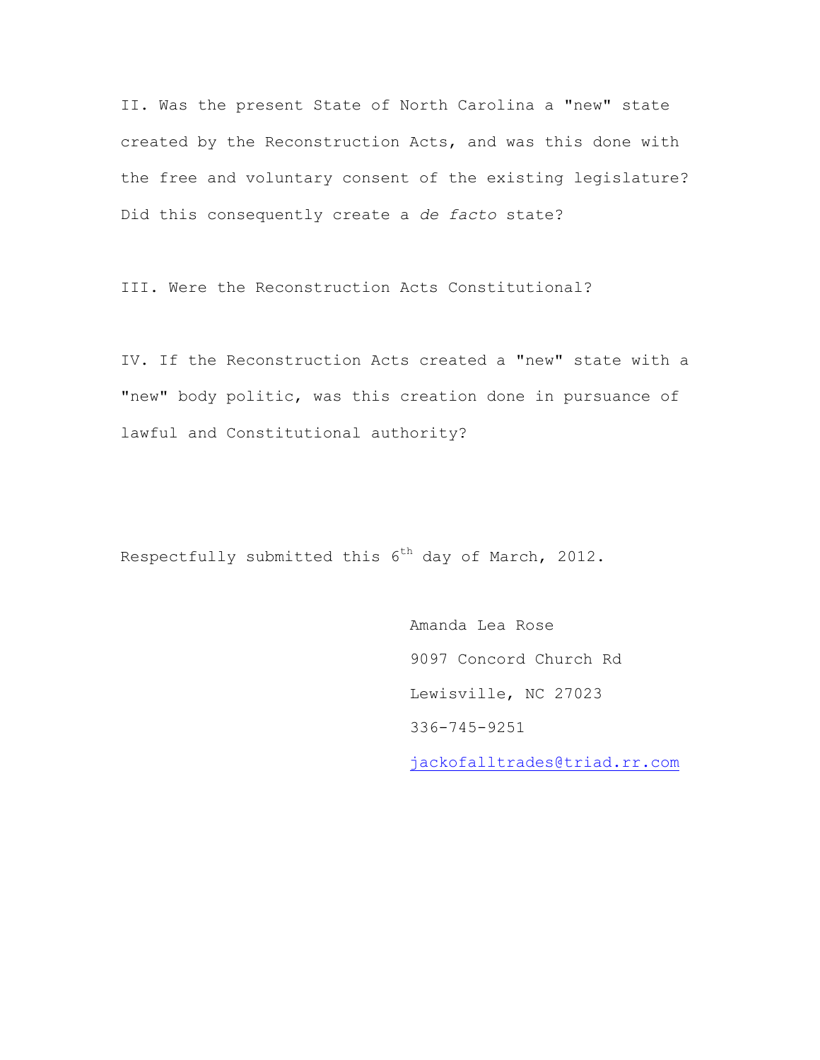II. Was the present State of North Carolina a "new" state created by the Reconstruction Acts, and was this done with the free and voluntary consent of the existing legislature? Did this consequently create a *de facto* state?

III. Were the Reconstruction Acts Constitutional?

IV. If the Reconstruction Acts created a "new" state with a "new" body politic, was this creation done in pursuance of lawful and Constitutional authority?

Respectfully submitted this 6th day of March, 2012.

Amanda Lea Rose
9097 Concord Church Rd
Lewisville, NC 27023
336-745-9251
jackofalltrades@triad.rr.com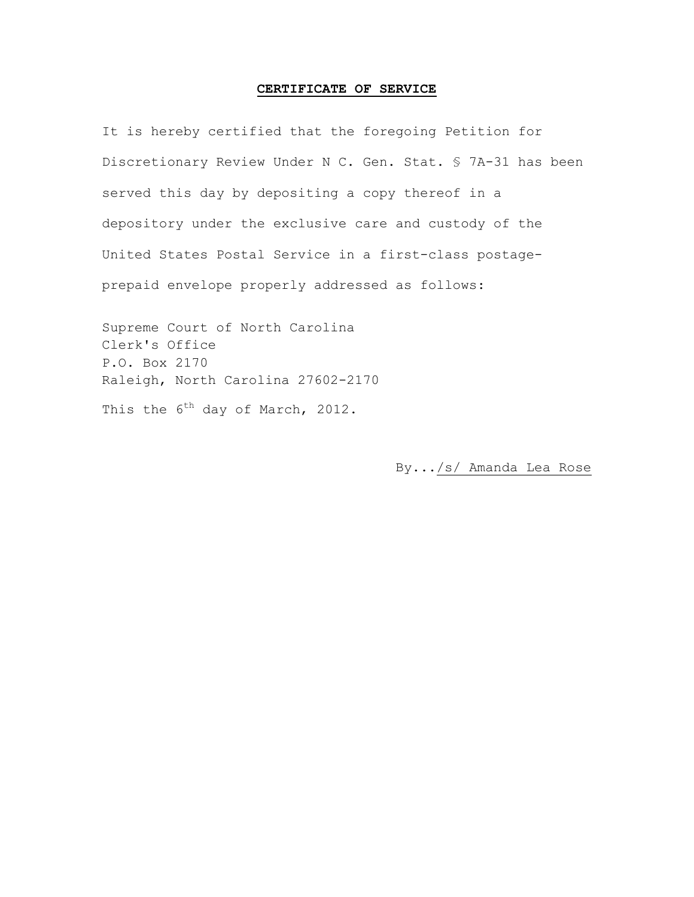**CERTIFICATE OF SERVICE**

It is hereby certified that the foregoing Petition for Discretionary Review Under N C. Gen. Stat. § 7A-31 has been served this day by depositing a copy thereof in a depository under the exclusive care and custody of the United States Postal Service in a first-class postage-prepaid envelope properly addressed as follows:

Supreme Court of North Carolina  
Clerk's Office  
P.O. Box 2170  
Raleigh, North Carolina 27602-2170

This the 6th day of March, 2012.

By.../s/ Amanda Lea Rose